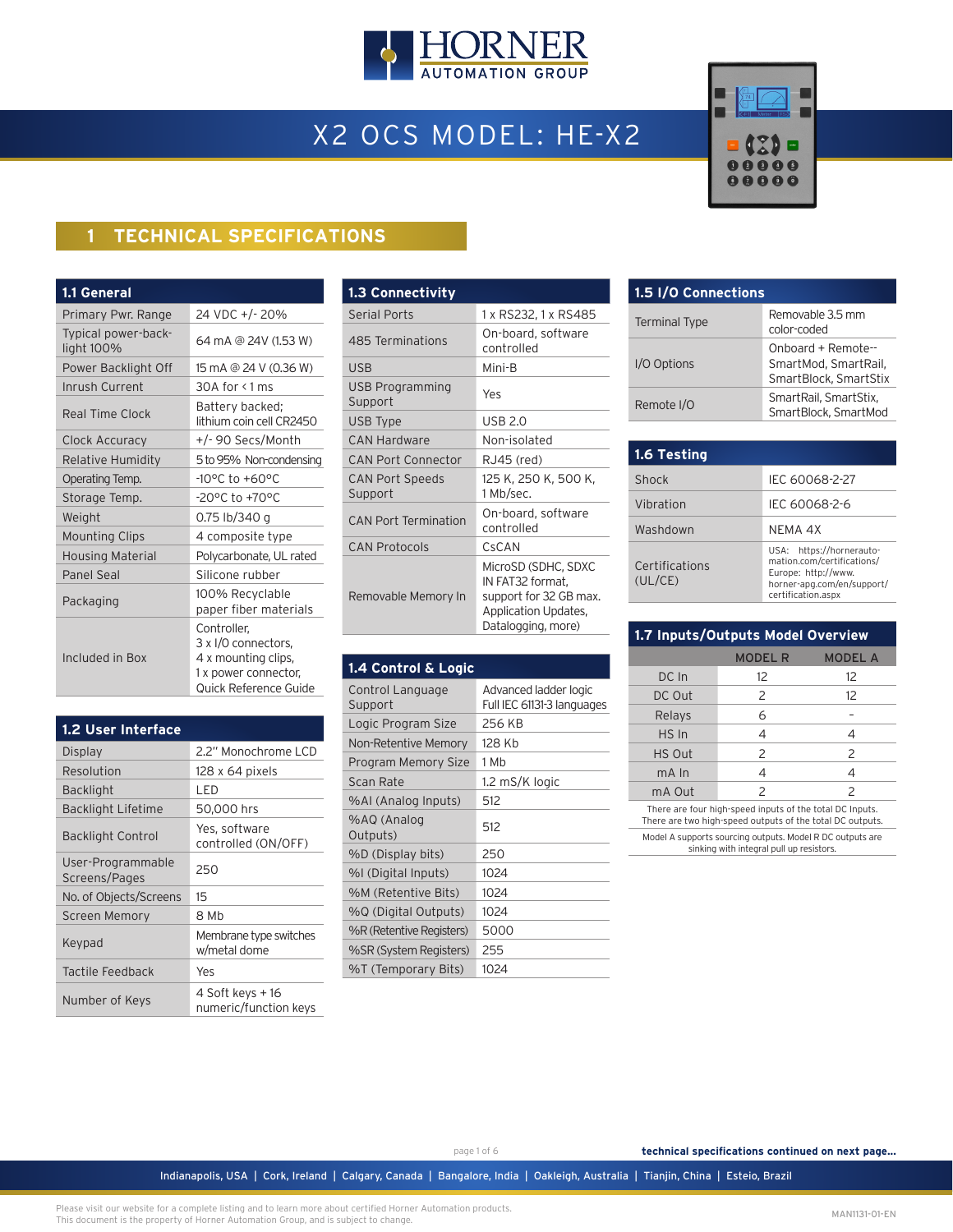# X2 OCS MODEL: HE-X2

## 1 TECHNICAL SPECIFICATIONS

### 1.1 General

| | |
|---|---|
| Primary Pwr. Range | 24 VDC +/- 20% |
| Typical power-back-light 100% | 64 mA @ 24V (1.53 W) |
| Power Backlight Off | 15 mA @ 24 V (0.36 W) |
| Inrush Current | 30A for < 1 ms |
| Real Time Clock | Battery backed; lithium coin cell CR2450 |
| Clock Accuracy | +/- 90 Secs/Month |
| Relative Humidity | 5 to 95% Non-condensing |
| Operating Temp. | -10°C to +60°C |
| Storage Temp. | -20°C to +70°C |
| Weight | 0.75 lb/340 g |
| Mounting Clips | 4 composite type |
| Housing Material | Polycarbonate, UL rated |
| Panel Seal | Silicone rubber |
| Packaging | 100% Recyclable paper fiber materials |
| Included in Box | Controller, 3 x I/O connectors, 4 x mounting clips, 1 x power connector, Quick Reference Guide |

### 1.2 User Interface

| | |
|---|---|
| Display | 2.2" Monochrome LCD |
| Resolution | 128 x 64 pixels |
| Backlight | LED |
| Backlight Lifetime | 50,000 hrs |
| Backlight Control | Yes, software controlled (ON/OFF) |
| User-Programmable Screens/Pages | 250 |
| No. of Objects/Screens | 15 |
| Screen Memory | 8 Mb |
| Keypad | Membrane type switches w/metal dome |
| Tactile Feedback | Yes |
| Number of Keys | 4 Soft keys + 16 numeric/function keys |

### 1.3 Connectivity

| | |
|---|---|
| Serial Ports | 1 x RS232, 1 x RS485 |
| 485 Terminations | On-board, software controlled |
| USB | Mini-B |
| USB Programming Support | Yes |
| USB Type | USB 2.0 |
| CAN Hardware | Non-isolated |
| CAN Port Connector | RJ45 (red) |
| CAN Port Speeds Support | 125 K, 250 K, 500 K, 1 Mb/sec. |
| CAN Port Termination | On-board, software controlled |
| CAN Protocols | CsCAN |
| Removable Memory In | MicroSD (SDHC, SDXC IN FAT32 format, support for 32 GB max. Application Updates, Datalogging, more) |

### 1.4 Control & Logic

| | |
|---|---|
| Control Language Support | Advanced ladder logic Full IEC 61131-3 languages |
| Logic Program Size | 256 KB |
| Non-Retentive Memory | 128 Kb |
| Program Memory Size | 1 Mb |
| Scan Rate | 1.2 mS/K logic |
| %AI (Analog Inputs) | 512 |
| %AQ (Analog Outputs) | 512 |
| %D (Display bits) | 250 |
| %I (Digital Inputs) | 1024 |
| %M (Retentive Bits) | 1024 |
| %Q (Digital Outputs) | 1024 |
| %R (Retentive Registers) | 5000 |
| %SR (System Registers) | 255 |
| %T (Temporary Bits) | 1024 |

### 1.5 I/O Connections

| | |
|---|---|
| Terminal Type | Removable 3.5 mm color-coded |
| I/O Options | Onboard + Remote-- SmartMod, SmartRail, SmartBlock, SmartStix |
| Remote I/O | SmartRail, SmartStix, SmartBlock, SmartMod |

### 1.6 Testing

| | |
|---|---|
| Shock | IEC 60068-2-27 |
| Vibration | IEC 60068-2-6 |
| Washdown | NEMA 4X |
| Certifications (UL/CE) | USA: https://hornerautomation.com/certifications/ Europe: http://www.horner-apg.com/en/support/certification.aspx |

### 1.7 Inputs/Outputs Model Overview

| | MODEL R | MODEL A |
|---|---|---|
| DC In | 12 | 12 |
| DC Out | 2 | 12 |
| Relays | 6 | - |
| HS In | 4 | 4 |
| HS Out | 2 | 2 |
| mA In | 4 | 4 |
| mA Out | 2 | 2 |

There are four high-speed inputs of the total DC Inputs. There are two high-speed outputs of the total DC outputs.

Model A supports sourcing outputs. Model R DC outputs are sinking with integral pull up resistors.

**technical specifications continued on next page...**

Indianapolis, USA | Cork, Ireland | Calgary, Canada | Bangalore, India | Oakleigh, Australia | Tianjin, China | Esteio, Brazil

Please visit our website for a complete listing and to learn more about certified Horner Automation products.
This document is the property of Horner Automation Group, and is subject to change.

MAN1131-01-EN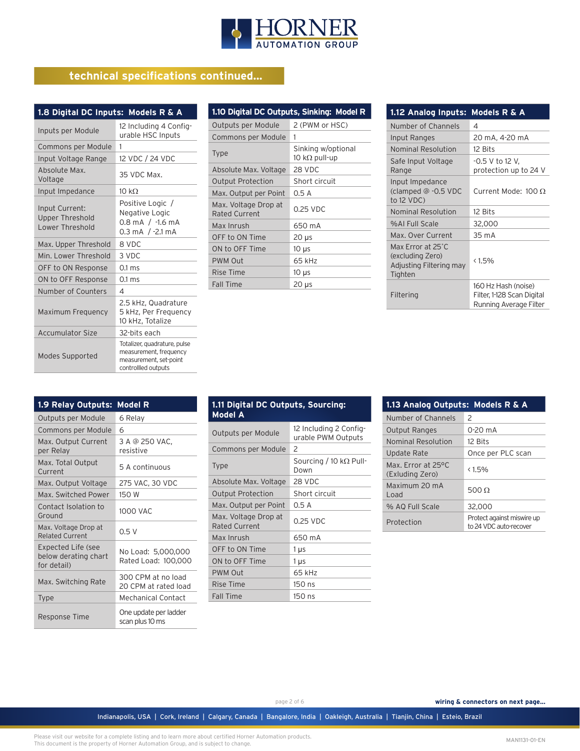## technical specifications continued...

| 1.8 Digital DC Inputs: Models R & A | |
|---|---|
| Inputs per Module | 12 Including 4 Configurable HSC Inputs |
| Commons per Module | 1 |
| Input Voltage Range | 12 VDC / 24 VDC |
| Absolute Max. Voltage | 35 VDC Max. |
| Input Impedance | 10 kΩ |
| Input Current: Upper Threshold Lower Threshold | Positive Logic / Negative Logic 0.8 mA / -1.6 mA 0.3 mA / -2.1 mA |
| Max. Upper Threshold | 8 VDC |
| Min. Lower Threshold | 3 VDC |
| OFF to ON Response | 0.1 ms |
| ON to OFF Response | 0.1 ms |
| Number of Counters | 4 |
| Maximum Frequency | 2.5 kHz, Quadrature 5 kHz, Per Frequency 10 kHz, Totalize |
| Accumulator Size | 32-bits each |
| Modes Supported | Totalizer, quadrature, pulse measurement, frequency measurement, set-point controlllled outputs |

| 1.10 Digital DC Outputs, Sinking: Model R | |
|---|---|
| Outputs per Module | 2 (PWM or HSC) |
| Commons per Module | 1 |
| Type | Sinking w/optional 10 kΩ pull-up |
| Absolute Max. Voltage | 28 VDC |
| Output Protection | Short circuit |
| Max. Output per Point | 0.5 A |
| Max. Voltage Drop at Rated Current | 0.25 VDC |
| Max Inrush | 650 mA |
| OFF to ON Time | 20 µs |
| ON to OFF Time | 10 µs |
| PWM Out | 65 kHz |
| Rise Time | 10 µs |
| Fall Time | 20 µs |

| 1.12 Analog Inputs: Models R & A | |
|---|---|
| Number of Channels | 4 |
| Input Ranges | 20 mA, 4-20 mA |
| Nominal Resolution | 12 Bits |
| Safe Input Voltage Range | -0.5 V to 12 V, protection up to 24 V |
| Input Impedance (clamped @ -0.5 VDC to 12 VDC) | Current Mode: 100 Ω |
| Nominal Resolution | 12 Bits |
| %AI Full Scale | 32,000 |
| Max. Over Current | 35 mA |
| Max Error at 25°C (excluding Zero) Adjusting Filtering may Tighten | < 1.5% |
| Filtering | 160 Hz Hash (noise) Filter, 1-128 Scan Digital Running Average Filter |

| 1.9 Relay Outputs: Model R | |
|---|---|
| Outputs per Module | 6 Relay |
| Commons per Module | 6 |
| Max. Output Current per Relay | 3 A @ 250 VAC, resistive |
| Max. Total Output Current | 5 A continuous |
| Max. Output Voltage | 275 VAC, 30 VDC |
| Max. Switched Power | 150 W |
| Contact Isolation to Ground | 1000 VAC |
| Max. Voltage Drop at Related Current | 0.5 V |
| Expected Life (see below derating chart for detail) | No Load: 5,000,000 Rated Load: 100,000 |
| Max. Switching Rate | 300 CPM at no load 20 CPM at rated load |
| Type | Mechanical Contact |
| Response Time | One update per ladder scan plus 10 ms |

| 1.11 Digital DC Outputs, Sourcing: Model A | |
|---|---|
| Outputs per Module | 12 Including 2 Configurable PWM Outputs |
| Commons per Module | 2 |
| Type | Sourcing / 10 kΩ Pull-Down |
| Absolute Max. Voltage | 28 VDC |
| Output Protection | Short circuit |
| Max. Output per Point | 0.5 A |
| Max. Voltage Drop at Rated Current | 0.25 VDC |
| Max Inrush | 650 mA |
| OFF to ON Time | 1 µs |
| ON to OFF Time | 1 µs |
| PWM Out | 65 kHz |
| Rise Time | 150 ns |
| Fall Time | 150 ns |

| 1.13 Analog Outputs: Models R & A | |
|---|---|
| Number of Channels | 2 |
| Output Ranges | 0-20 mA |
| Nominal Resolution | 12 Bits |
| Update Rate | Once per PLC scan |
| Max. Error at 25°C (Exluding Zero) | < 1.5% |
| Maximum 20 mA Load | 500 Ω |
| % AQ Full Scale | 32,000 |
| Protection | Protect against miswire up to 24 VDC auto-recover |

**wiring & connectors on next page...**

Indianapolis, USA | Cork, Ireland | Calgary, Canada | Bangalore, India | Oakleigh, Australia | Tianjin, China | Esteio, Brazil

Please visit our website for a complete listing and to learn more about certified Horner Automation products.
This document is the property of Horner Automation Group, and is subject to change.

MAN1131-01-EN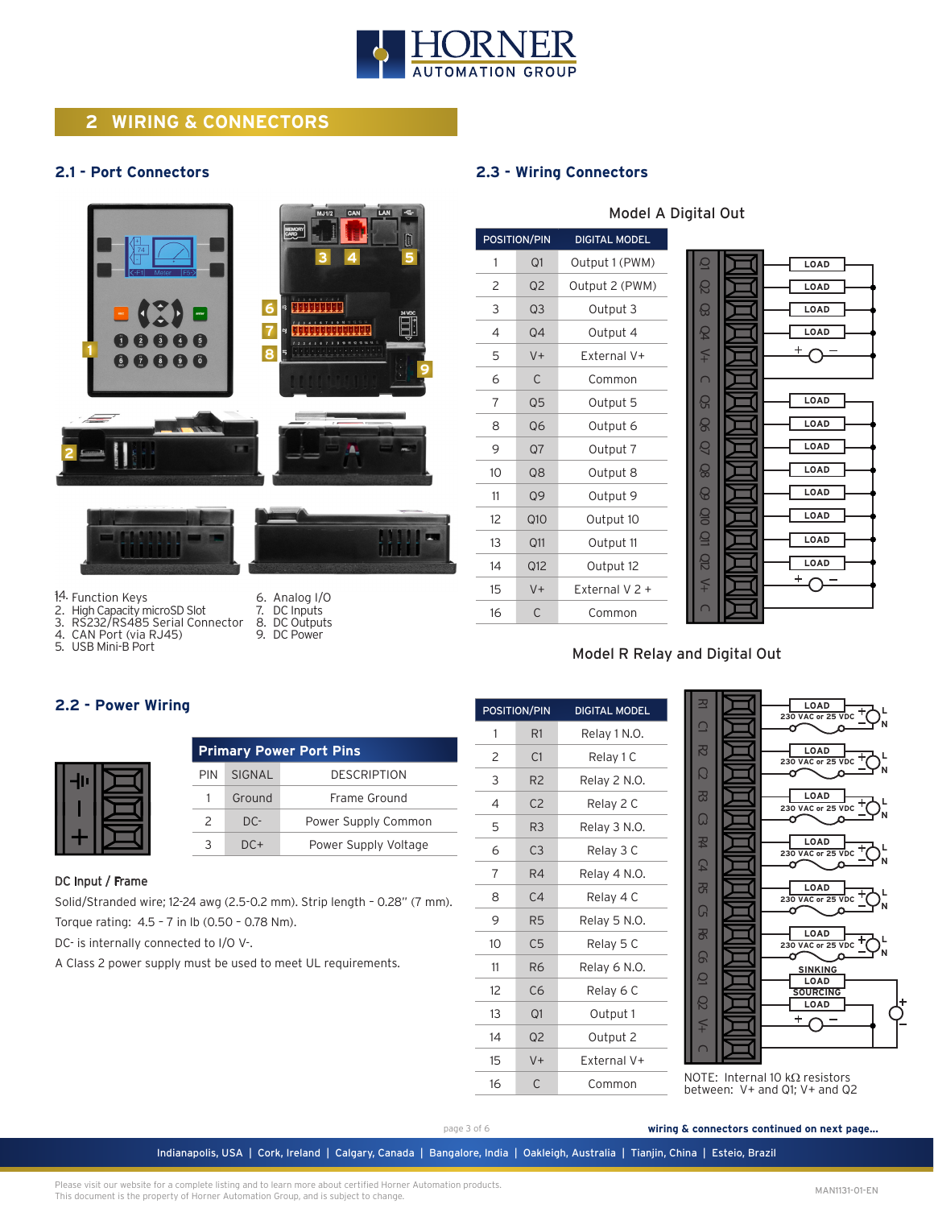## 2 WIRING & CONNECTORS

### 2.1 - Port Connectors

1. Function Keys
2. High Capacity microSD Slot
3. RS232/RS485 Serial Connector
4. CAN Port (via RJ45)
5. USB Mini-B Port
6. Analog I/O
7. DC Inputs
8. DC Outputs
9. DC Power

### 2.2 - Power Wiring

**Primary Power Port Pins**

| PIN | SIGNAL | DESCRIPTION |
|---|---|---|
| 1 | Ground | Frame Ground |
| 2 | DC- | Power Supply Common |
| 3 | DC+ | Power Supply Voltage |

**DC Input / Frame**

Solid/Stranded wire; 12-24 awg (2.5-0.2 mm). Strip length – 0.28" (7 mm).

Torque rating: 4.5 – 7 in lb (0.50 – 0.78 Nm).

DC- is internally connected to I/O V-.

A Class 2 power supply must be used to meet UL requirements.

### 2.3 - Wiring Connectors

**Model A Digital Out**

| POSITION/PIN | | DIGITAL MODEL |
|---|---|---|
| 1 | Q1 | Output 1 (PWM) |
| 2 | Q2 | Output 2 (PWM) |
| 3 | Q3 | Output 3 |
| 4 | Q4 | Output 4 |
| 5 | V+ | External V+ |
| 6 | C | Common |
| 7 | Q5 | Output 5 |
| 8 | Q6 | Output 6 |
| 9 | Q7 | Output 7 |
| 10 | Q8 | Output 8 |
| 11 | Q9 | Output 9 |
| 12 | Q10 | Output 10 |
| 13 | Q11 | Output 11 |
| 14 | Q12 | Output 12 |
| 15 | V+ | External V 2 + |
| 16 | C | Common |

**Model R Relay and Digital Out**

| POSITION/PIN | | DIGITAL MODEL |
|---|---|---|
| 1 | R1 | Relay 1 N.O. |
| 2 | C1 | Relay 1 C |
| 3 | R2 | Relay 2 N.O. |
| 4 | C2 | Relay 2 C |
| 5 | R3 | Relay 3 N.O. |
| 6 | C3 | Relay 3 C |
| 7 | R4 | Relay 4 N.O. |
| 8 | C4 | Relay 4 C |
| 9 | R5 | Relay 5 N.O. |
| 10 | C5 | Relay 5 C |
| 11 | R6 | Relay 6 N.O. |
| 12 | C6 | Relay 6 C |
| 13 | Q1 | Output 1 |
| 14 | Q2 | Output 2 |
| 15 | V+ | External V+ |
| 16 | C | Common |

NOTE: Internal 10 kΩ resistors between: V+ and Q1; V+ and Q2

wiring & connectors continued on next page...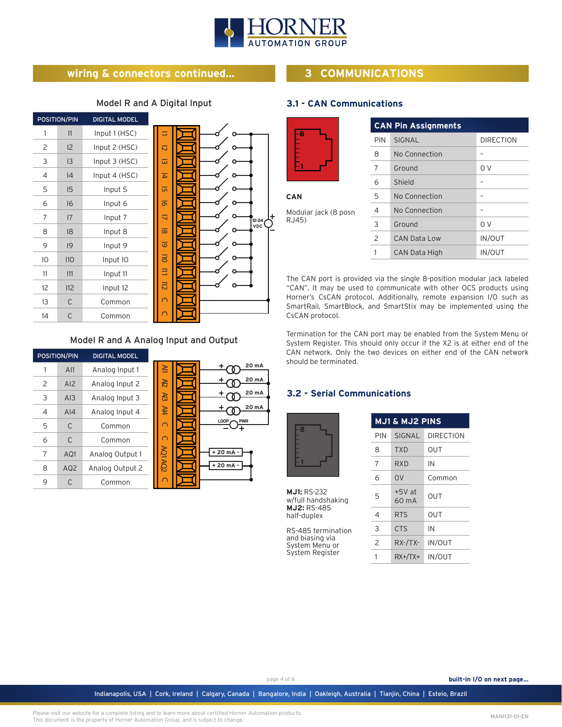## wiring & connectors continued...

### Model R and A Digital Input

| POSITION/PIN | | DIGITAL MODEL |
|---|---|---|
| 1 | I1 | Input 1 (HSC) |
| 2 | I2 | Input 2 (HSC) |
| 3 | I3 | Input 3 (HSC) |
| 4 | I4 | Input 4 (HSC) |
| 5 | I5 | Input 5 |
| 6 | I6 | Input 6 |
| 7 | I7 | Input 7 |
| 8 | I8 | Input 8 |
| 9 | I9 | Input 9 |
| 10 | I10 | Input 10 |
| 11 | I11 | Input 11 |
| 12 | I12 | Input 12 |
| 13 | C | Common |
| 14 | C | Common |

12-24 VDC

### Model R and A Analog Input and Output

| POSITION/PIN | | DIGITAL MODEL |
|---|---|---|
| 1 | AI1 | Analog Input 1 |
| 2 | AI2 | Analog Input 2 |
| 3 | AI3 | Analog Input 3 |
| 4 | AI4 | Analog Input 4 |
| 5 | C | Common |
| 6 | C | Common |
| 7 | AQ1 | Analog Output 1 |
| 8 | AQ2 | Analog Output 2 |
| 9 | C | Common |

20 mA, 20 mA, 20 mA, 20 mA, LOOP PWR, + 20 mA -, + 20 mA -

## 3 COMMUNICATIONS

### 3.1 - CAN Communications

**CAN**

Modular jack (8 posn RJ45)

| CAN Pin Assignments | | |
|---|---|---|
| PIN | SIGNAL | DIRECTION |
| 8 | No Connection | - |
| 7 | Ground | 0 V |
| 6 | Shield | - |
| 5 | No Connection | - |
| 4 | No Connection | - |
| 3 | Ground | 0 V |
| 2 | CAN Data Low | IN/OUT |
| 1 | CAN Data High | IN/OUT |

The CAN port is provided via the single 8-position modular jack labeled "CAN". It may be used to communicate with other OCS products using Horner's CsCAN protocol. Additionally, remote expansion I/O such as SmartRail, SmartBlock, and SmartStix may be implemented using the CsCAN protocol.

Termination for the CAN port may be enabled from the System Menu or System Register. This should only occur if the X2 is at either end of the CAN network. Only the two devices on either end of the CAN network should be terminated.

### 3.2 - Serial Communications

**MJ1:** RS-232 w/full handshaking
**MJ2:** RS-485 half-duplex

RS-485 termination and biasing via System Menu or System Register

| MJ1 & MJ2 PINS | | |
|---|---|---|
| PIN | SIGNAL | DIRECTION |
| 8 | TXD | OUT |
| 7 | RXD | IN |
| 6 | 0V | Common |
| 5 | +5V at 60 mA | OUT |
| 4 | RTS | OUT |
| 3 | CTS | IN |
| 2 | RX-/TX- | IN/OUT |
| 1 | RX+/TX+ | IN/OUT |

**built-in I/O on next page...**

Indianapolis, USA | Cork, Ireland | Calgary, Canada | Bangalore, India | Oakleigh, Australia | Tianjin, China | Esteio, Brazil

Please visit our website for a complete listing and to learn more about certified Horner Automation products.
This document is the property of Horner Automation Group, and is subject to change.

MAN1131-01-EN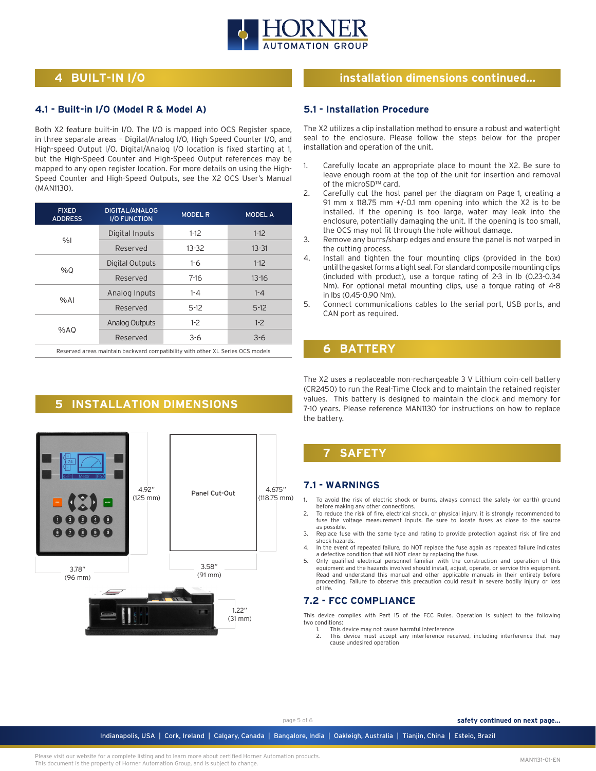## 4 BUILT-IN I/O

### 4.1 - Built-in I/O (Model R & Model A)

Both X2 feature built-in I/O. The I/O is mapped into OCS Register space, in three separate areas – Digital/Analog I/O, High-Speed Counter I/O, and High-speed Output I/O. Digital/Analog I/O location is fixed starting at 1, but the High-Speed Counter and High-Speed Output references may be mapped to any open register location. For more details on using the High-Speed Counter and High-Speed Outputs, see the X2 OCS User's Manual (MAN1130).

| FIXED ADDRESS | DIGITAL/ANALOG I/O FUNCTION | MODEL R | MODEL A |
|---|---|---|---|
| %I | Digital Inputs | 1-12 | 1-12 |
| | Reserved | 13-32 | 13-31 |
| %Q | Digital Outputs | 1-6 | 1-12 |
| | Reserved | 7-16 | 13-16 |
| %AI | Analog Inputs | 1-4 | 1-4 |
| | Reserved | 5-12 | 5-12 |
| %AQ | Analog Outputs | 1-2 | 1-2 |
| | Reserved | 3-6 | 3-6 |

Reserved areas maintain backward compatibility with other XL Series OCS models

## 5 INSTALLATION DIMENSIONS

4.92" (125 mm)

Panel Cut-Out

4.675" (118.75 mm)

3.78" (96 mm)

3.58" (91 mm)

1.22" (31 mm)

## installation dimensions continued...

### 5.1 - Installation Procedure

The X2 utilizes a clip installation method to ensure a robust and watertight seal to the enclosure. Please follow the steps below for the proper installation and operation of the unit.

1. Carefully locate an appropriate place to mount the X2. Be sure to leave enough room at the top of the unit for insertion and removal of the microSD™ card.
2. Carefully cut the host panel per the diagram on Page 1, creating a 91 mm x 118.75 mm +/-0.1 mm opening into which the X2 is to be installed. If the opening is too large, water may leak into the enclosure, potentially damaging the unit. If the opening is too small, the OCS may not fit through the hole without damage.
3. Remove any burrs/sharp edges and ensure the panel is not warped in the cutting process.
4. Install and tighten the four mounting clips (provided in the box) until the gasket forms a tight seal. For standard composite mounting clips (included with product), use a torque rating of 2-3 in lb (0.23-0.34 Nm). For optional metal mounting clips, use a torque rating of 4-8 in lbs (0.45-0.90 Nm).
5. Connect communications cables to the serial port, USB ports, and CAN port as required.

## 6 BATTERY

The X2 uses a replaceable non-rechargeable 3 V Lithium coin-cell battery (CR2450) to run the Real-Time Clock and to maintain the retained register values. This battery is designed to maintain the clock and memory for 7-10 years. Please reference MAN1130 for instructions on how to replace the battery.

## 7 SAFETY

### 7.1 - WARNINGS

1. To avoid the risk of electric shock or burns, always connect the safety (or earth) ground before making any other connections.
2. To reduce the risk of fire, electrical shock, or physical injury, it is strongly recommended to fuse the voltage measurement inputs. Be sure to locate fuses as close to the source as possible.
3. Replace fuse with the same type and rating to provide protection against risk of fire and shock hazards.
4. In the event of repeated failure, do NOT replace the fuse again as repeated failure indicates a defective condition that will NOT clear by replacing the fuse.
5. Only qualified electrical personnel familiar with the construction and operation of this equipment and the hazards involved should install, adjust, operate, or service this equipment. Read and understand this manual and other applicable manuals in their entirety before proceeding. Failure to observe this precaution could result in severe bodily injury or loss of life.

### 7.2 - FCC COMPLIANCE

This device complies with Part 15 of the FCC Rules. Operation is subject to the following two conditions:

1. This device may not cause harmful interference
2. This device must accept any interference received, including interference that may cause undesired operation

safety continued on next page...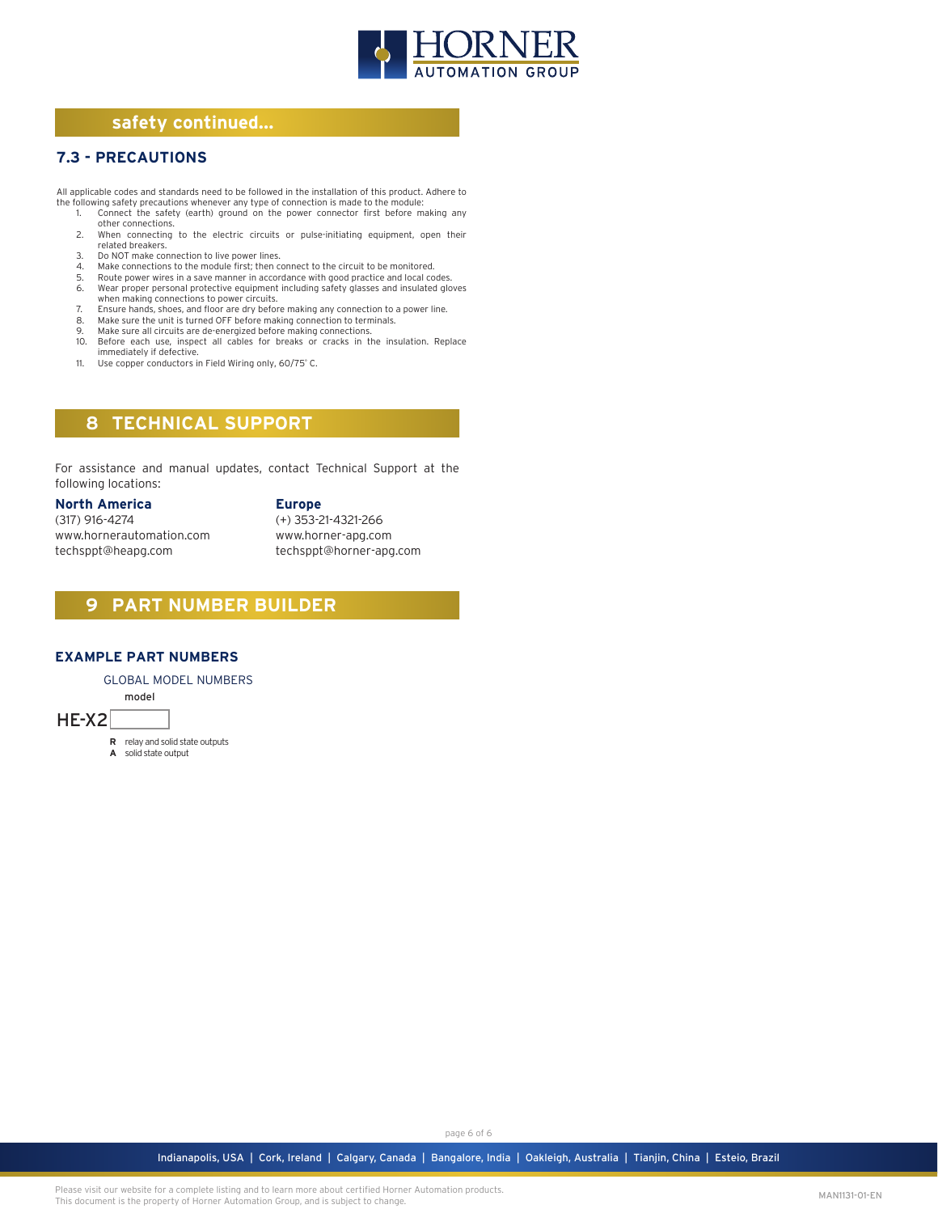## safety continued...

### 7.3 - PRECAUTIONS

All applicable codes and standards need to be followed in the installation of this product. Adhere to the following safety precautions whenever any type of connection is made to the module:

1. Connect the safety (earth) ground on the power connector first before making any other connections.
2. When connecting to the electric circuits or pulse-initiating equipment, open their related breakers.
3. Do NOT make connection to live power lines.
4. Make connections to the module first; then connect to the circuit to be monitored.
5. Route power wires in a save manner in accordance with good practice and local codes.
6. Wear proper personal protective equipment including safety glasses and insulated gloves when making connections to power circuits.
7. Ensure hands, shoes, and floor are dry before making any connection to a power line.
8. Make sure the unit is turned OFF before making connection to terminals.
9. Make sure all circuits are de-energized before making connections.
10. Before each use, inspect all cables for breaks or cracks in the insulation. Replace immediately if defective.
11. Use copper conductors in Field Wiring only, 60/75° C.

## 8 TECHNICAL SUPPORT

For assistance and manual updates, contact Technical Support at the following locations:

**North America**
(317) 916-4274
www.hornerautomation.com
techsppt@heapg.com

**Europe**
(+) 353-21-4321-266
www.horner-apg.com
techsppt@horner-apg.com

## 9 PART NUMBER BUILDER

### EXAMPLE PART NUMBERS

GLOBAL MODEL NUMBERS

model

HE-X2 [ ]

**R** relay and solid state outputs
**A** solid state output

Indianapolis, USA | Cork, Ireland | Calgary, Canada | Bangalore, India | Oakleigh, Australia | Tianjin, China | Esteio, Brazil

Please visit our website for a complete listing and to learn more about certified Horner Automation products.
This document is the property of Horner Automation Group, and is subject to change.

MAN1131-01-EN